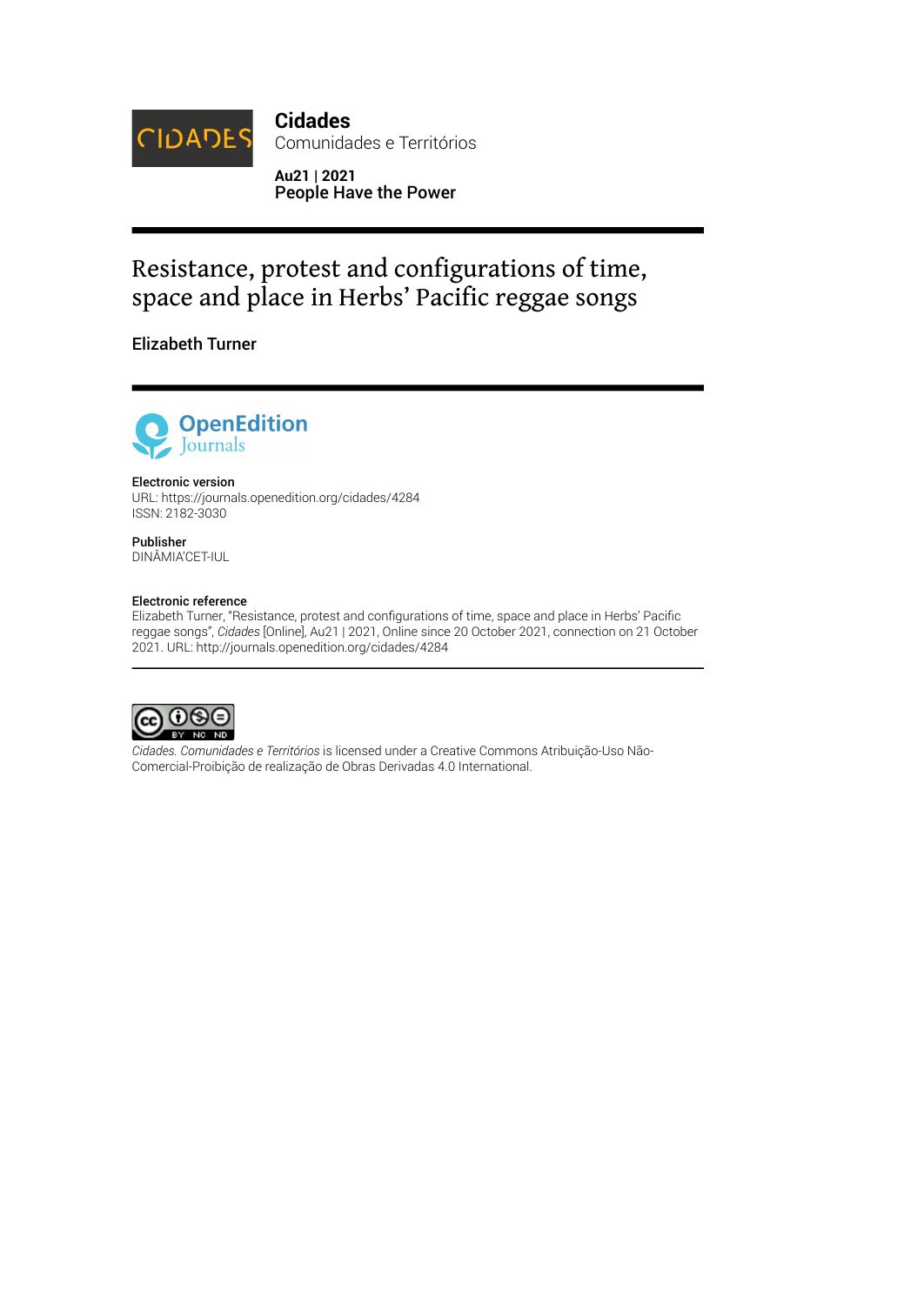**Cidades**
Comunidades e Territórios

**Au21 | 2021**
**People Have the Power**

# Resistance, protest and configurations of time, space and place in Herbs' Pacific reggae songs

**Elizabeth Turner**

**Electronic version**
URL: https://journals.openedition.org/cidades/4284
ISSN: 2182-3030

**Publisher**
DINÂMIA'CET-IUL

**Electronic reference**
Elizabeth Turner, "Resistance, protest and configurations of time, space and place in Herbs' Pacific reggae songs", *Cidades* [Online], Au21 | 2021, Online since 20 October 2021, connection on 21 October 2021. URL: http://journals.openedition.org/cidades/4284

*Cidades. Comunidades e Territórios* is licensed under a Creative Commons Atribuição-Uso Não-Comercial-Proibição de realização de Obras Derivadas 4.0 International.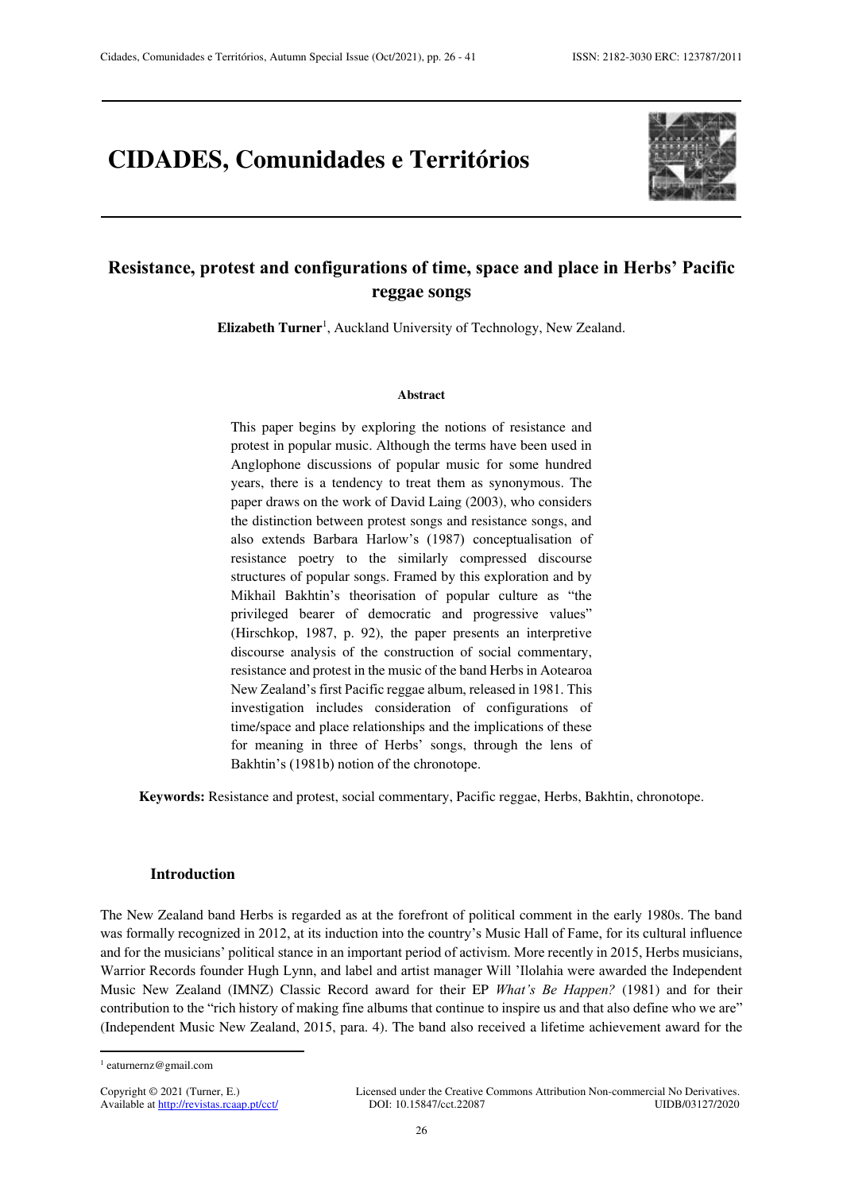# CIDADES, Comunidades e Territórios

## Resistance, protest and configurations of time, space and place in Herbs' Pacific reggae songs

**Elizabeth Turner**[1], Auckland University of Technology, New Zealand.

#### Abstract

This paper begins by exploring the notions of resistance and protest in popular music. Although the terms have been used in Anglophone discussions of popular music for some hundred years, there is a tendency to treat them as synonymous. The paper draws on the work of David Laing (2003), who considers the distinction between protest songs and resistance songs, and also extends Barbara Harlow's (1987) conceptualisation of resistance poetry to the similarly compressed discourse structures of popular songs. Framed by this exploration and by Mikhail Bakhtin's theorisation of popular culture as "the privileged bearer of democratic and progressive values" (Hirschkop, 1987, p. 92), the paper presents an interpretive discourse analysis of the construction of social commentary, resistance and protest in the music of the band Herbs in Aotearoa New Zealand's first Pacific reggae album, released in 1981. This investigation includes consideration of configurations of time/space and place relationships and the implications of these for meaning in three of Herbs' songs, through the lens of Bakhtin's (1981b) notion of the chronotope.

**Keywords:** Resistance and protest, social commentary, Pacific reggae, Herbs, Bakhtin, chronotope.

### Introduction

The New Zealand band Herbs is regarded as at the forefront of political comment in the early 1980s. The band was formally recognized in 2012, at its induction into the country's Music Hall of Fame, for its cultural influence and for the musicians' political stance in an important period of activism. More recently in 2015, Herbs musicians, Warrior Records founder Hugh Lynn, and label and artist manager Will 'Ilolahia were awarded the Independent Music New Zealand (IMNZ) Classic Record award for their EP *What's Be Happen?* (1981) and for their contribution to the "rich history of making fine albums that continue to inspire us and that also define who we are" (Independent Music New Zealand, 2015, para. 4). The band also received a lifetime achievement award for the

[1] eaturnernz@gmail.com

Copyright © 2021 (Turner, E.) Available at http://revistas.rcaap.pt/cct/

Licensed under the Creative Commons Attribution Non-commercial No Derivatives. DOI: 10.15847/cct.22087 UIDB/03127/2020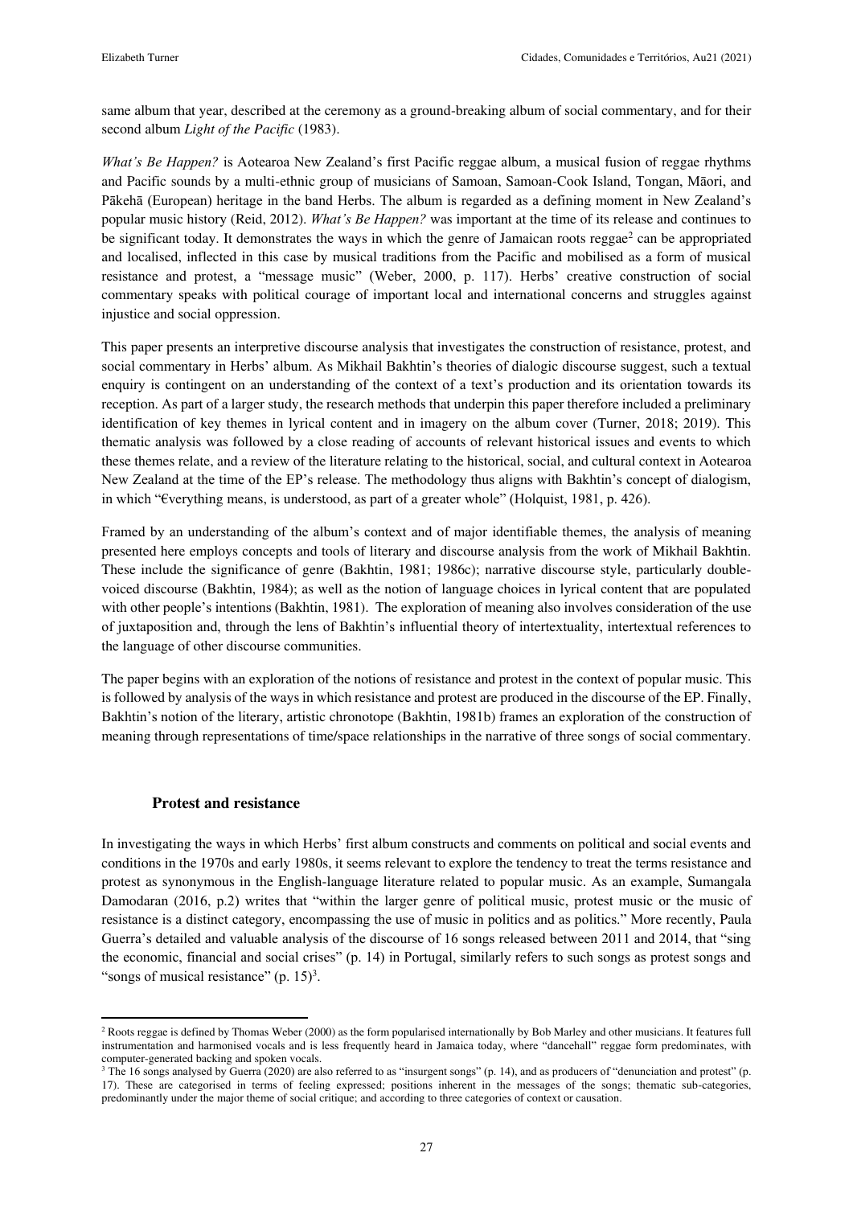same album that year, described at the ceremony as a ground-breaking album of social commentary, and for their second album *Light of the Pacific* (1983).

*What's Be Happen?* is Aotearoa New Zealand's first Pacific reggae album, a musical fusion of reggae rhythms and Pacific sounds by a multi-ethnic group of musicians of Samoan, Samoan-Cook Island, Tongan, Māori, and Pākehā (European) heritage in the band Herbs. The album is regarded as a defining moment in New Zealand's popular music history (Reid, 2012). *What's Be Happen?* was important at the time of its release and continues to be significant today. It demonstrates the ways in which the genre of Jamaican roots reggae[2] can be appropriated and localised, inflected in this case by musical traditions from the Pacific and mobilised as a form of musical resistance and protest, a "message music" (Weber, 2000, p. 117). Herbs' creative construction of social commentary speaks with political courage of important local and international concerns and struggles against injustice and social oppression.

This paper presents an interpretive discourse analysis that investigates the construction of resistance, protest, and social commentary in Herbs' album. As Mikhail Bakhtin's theories of dialogic discourse suggest, such a textual enquiry is contingent on an understanding of the context of a text's production and its orientation towards its reception. As part of a larger study, the research methods that underpin this paper therefore included a preliminary identification of key themes in lyrical content and in imagery on the album cover (Turner, 2018; 2019). This thematic analysis was followed by a close reading of accounts of relevant historical issues and events to which these themes relate, and a review of the literature relating to the historical, social, and cultural context in Aotearoa New Zealand at the time of the EP's release. The methodology thus aligns with Bakhtin's concept of dialogism, in which "€verything means, is understood, as part of a greater whole" (Holquist, 1981, p. 426).

Framed by an understanding of the album's context and of major identifiable themes, the analysis of meaning presented here employs concepts and tools of literary and discourse analysis from the work of Mikhail Bakhtin. These include the significance of genre (Bakhtin, 1981; 1986c); narrative discourse style, particularly double-voiced discourse (Bakhtin, 1984); as well as the notion of language choices in lyrical content that are populated with other people's intentions (Bakhtin, 1981). The exploration of meaning also involves consideration of the use of juxtaposition and, through the lens of Bakhtin's influential theory of intertextuality, intertextual references to the language of other discourse communities.

The paper begins with an exploration of the notions of resistance and protest in the context of popular music. This is followed by analysis of the ways in which resistance and protest are produced in the discourse of the EP. Finally, Bakhtin's notion of the literary, artistic chronotope (Bakhtin, 1981b) frames an exploration of the construction of meaning through representations of time/space relationships in the narrative of three songs of social commentary.

## Protest and resistance

In investigating the ways in which Herbs' first album constructs and comments on political and social events and conditions in the 1970s and early 1980s, it seems relevant to explore the tendency to treat the terms resistance and protest as synonymous in the English-language literature related to popular music. As an example, Sumangala Damodaran (2016, p.2) writes that "within the larger genre of political music, protest music or the music of resistance is a distinct category, encompassing the use of music in politics and as politics." More recently, Paula Guerra's detailed and valuable analysis of the discourse of 16 songs released between 2011 and 2014, that "sing the economic, financial and social crises" (p. 14) in Portugal, similarly refers to such songs as protest songs and "songs of musical resistance" (p. 15)[3].

---

[2] Roots reggae is defined by Thomas Weber (2000) as the form popularised internationally by Bob Marley and other musicians. It features full instrumentation and harmonised vocals and is less frequently heard in Jamaica today, where "dancehall" reggae form predominates, with computer-generated backing and spoken vocals.

[3] The 16 songs analysed by Guerra (2020) are also referred to as "insurgent songs" (p. 14), and as producers of "denunciation and protest" (p. 17). These are categorised in terms of feeling expressed; positions inherent in the messages of the songs; thematic sub-categories, predominantly under the major theme of social critique; and according to three categories of context or causation.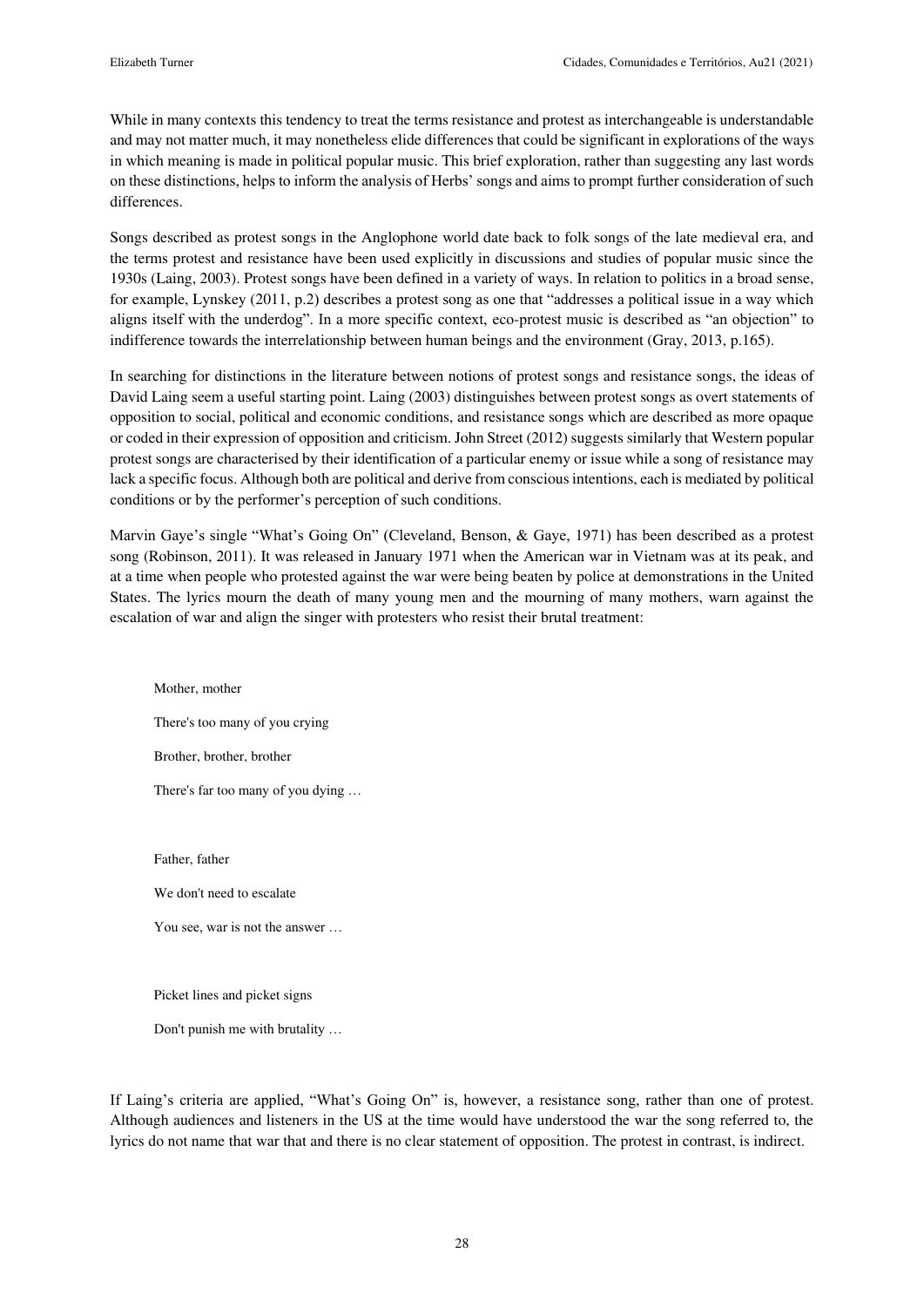While in many contexts this tendency to treat the terms resistance and protest as interchangeable is understandable and may not matter much, it may nonetheless elide differences that could be significant in explorations of the ways in which meaning is made in political popular music. This brief exploration, rather than suggesting any last words on these distinctions, helps to inform the analysis of Herbs' songs and aims to prompt further consideration of such differences.

Songs described as protest songs in the Anglophone world date back to folk songs of the late medieval era, and the terms protest and resistance have been used explicitly in discussions and studies of popular music since the 1930s (Laing, 2003). Protest songs have been defined in a variety of ways. In relation to politics in a broad sense, for example, Lynskey (2011, p.2) describes a protest song as one that "addresses a political issue in a way which aligns itself with the underdog". In a more specific context, eco-protest music is described as "an objection" to indifference towards the interrelationship between human beings and the environment (Gray, 2013, p.165).

In searching for distinctions in the literature between notions of protest songs and resistance songs, the ideas of David Laing seem a useful starting point. Laing (2003) distinguishes between protest songs as overt statements of opposition to social, political and economic conditions, and resistance songs which are described as more opaque or coded in their expression of opposition and criticism. John Street (2012) suggests similarly that Western popular protest songs are characterised by their identification of a particular enemy or issue while a song of resistance may lack a specific focus. Although both are political and derive from conscious intentions, each is mediated by political conditions or by the performer's perception of such conditions.

Marvin Gaye's single "What's Going On" (Cleveland, Benson, & Gaye, 1971) has been described as a protest song (Robinson, 2011). It was released in January 1971 when the American war in Vietnam was at its peak, and at a time when people who protested against the war were being beaten by police at demonstrations in the United States. The lyrics mourn the death of many young men and the mourning of many mothers, warn against the escalation of war and align the singer with protesters who resist their brutal treatment:

> Mother, mother
>
> There's too many of you crying
>
> Brother, brother, brother
>
> There's far too many of you dying …
>
> Father, father
>
> We don't need to escalate
>
> You see, war is not the answer …
>
> Picket lines and picket signs
>
> Don't punish me with brutality …

If Laing's criteria are applied, "What's Going On" is, however, a resistance song, rather than one of protest. Although audiences and listeners in the US at the time would have understood the war the song referred to, the lyrics do not name that war that and there is no clear statement of opposition. The protest in contrast, is indirect.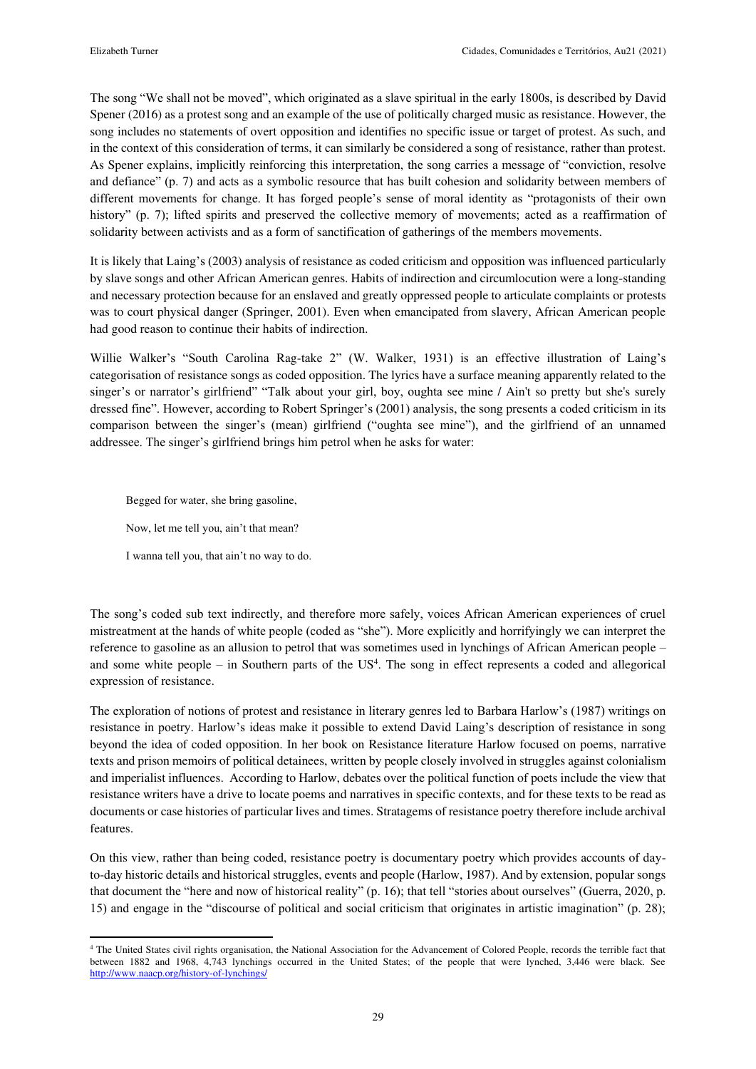The song "We shall not be moved", which originated as a slave spiritual in the early 1800s, is described by David Spener (2016) as a protest song and an example of the use of politically charged music as resistance. However, the song includes no statements of overt opposition and identifies no specific issue or target of protest. As such, and in the context of this consideration of terms, it can similarly be considered a song of resistance, rather than protest. As Spener explains, implicitly reinforcing this interpretation, the song carries a message of "conviction, resolve and defiance" (p. 7) and acts as a symbolic resource that has built cohesion and solidarity between members of different movements for change. It has forged people's sense of moral identity as "protagonists of their own history" (p. 7); lifted spirits and preserved the collective memory of movements; acted as a reaffirmation of solidarity between activists and as a form of sanctification of gatherings of the members movements.

It is likely that Laing's (2003) analysis of resistance as coded criticism and opposition was influenced particularly by slave songs and other African American genres. Habits of indirection and circumlocution were a long-standing and necessary protection because for an enslaved and greatly oppressed people to articulate complaints or protests was to court physical danger (Springer, 2001). Even when emancipated from slavery, African American people had good reason to continue their habits of indirection.

Willie Walker's "South Carolina Rag-take 2" (W. Walker, 1931) is an effective illustration of Laing's categorisation of resistance songs as coded opposition. The lyrics have a surface meaning apparently related to the singer's or narrator's girlfriend" "Talk about your girl, boy, oughta see mine / Ain't so pretty but she's surely dressed fine". However, according to Robert Springer's (2001) analysis, the song presents a coded criticism in its comparison between the singer's (mean) girlfriend ("oughta see mine"), and the girlfriend of an unnamed addressee. The singer's girlfriend brings him petrol when he asks for water:

> Begged for water, she bring gasoline,
>
> Now, let me tell you, ain't that mean?
>
> I wanna tell you, that ain't no way to do.

The song's coded sub text indirectly, and therefore more safely, voices African American experiences of cruel mistreatment at the hands of white people (coded as "she"). More explicitly and horrifyingly we can interpret the reference to gasoline as an allusion to petrol that was sometimes used in lynchings of African American people – and some white people – in Southern parts of the US[4]. The song in effect represents a coded and allegorical expression of resistance.

The exploration of notions of protest and resistance in literary genres led to Barbara Harlow's (1987) writings on resistance in poetry. Harlow's ideas make it possible to extend David Laing's description of resistance in song beyond the idea of coded opposition. In her book on Resistance literature Harlow focused on poems, narrative texts and prison memoirs of political detainees, written by people closely involved in struggles against colonialism and imperialist influences. According to Harlow, debates over the political function of poets include the view that resistance writers have a drive to locate poems and narratives in specific contexts, and for these texts to be read as documents or case histories of particular lives and times. Stratagems of resistance poetry therefore include archival features.

On this view, rather than being coded, resistance poetry is documentary poetry which provides accounts of day-to-day historic details and historical struggles, events and people (Harlow, 1987). And by extension, popular songs that document the "here and now of historical reality" (p. 16); that tell "stories about ourselves" (Guerra, 2020, p. 15) and engage in the "discourse of political and social criticism that originates in artistic imagination" (p. 28);

---

[4] The United States civil rights organisation, the National Association for the Advancement of Colored People, records the terrible fact that between 1882 and 1968, 4,743 lynchings occurred in the United States; of the people that were lynched, 3,446 were black. See http://www.naacp.org/history-of-lynchings/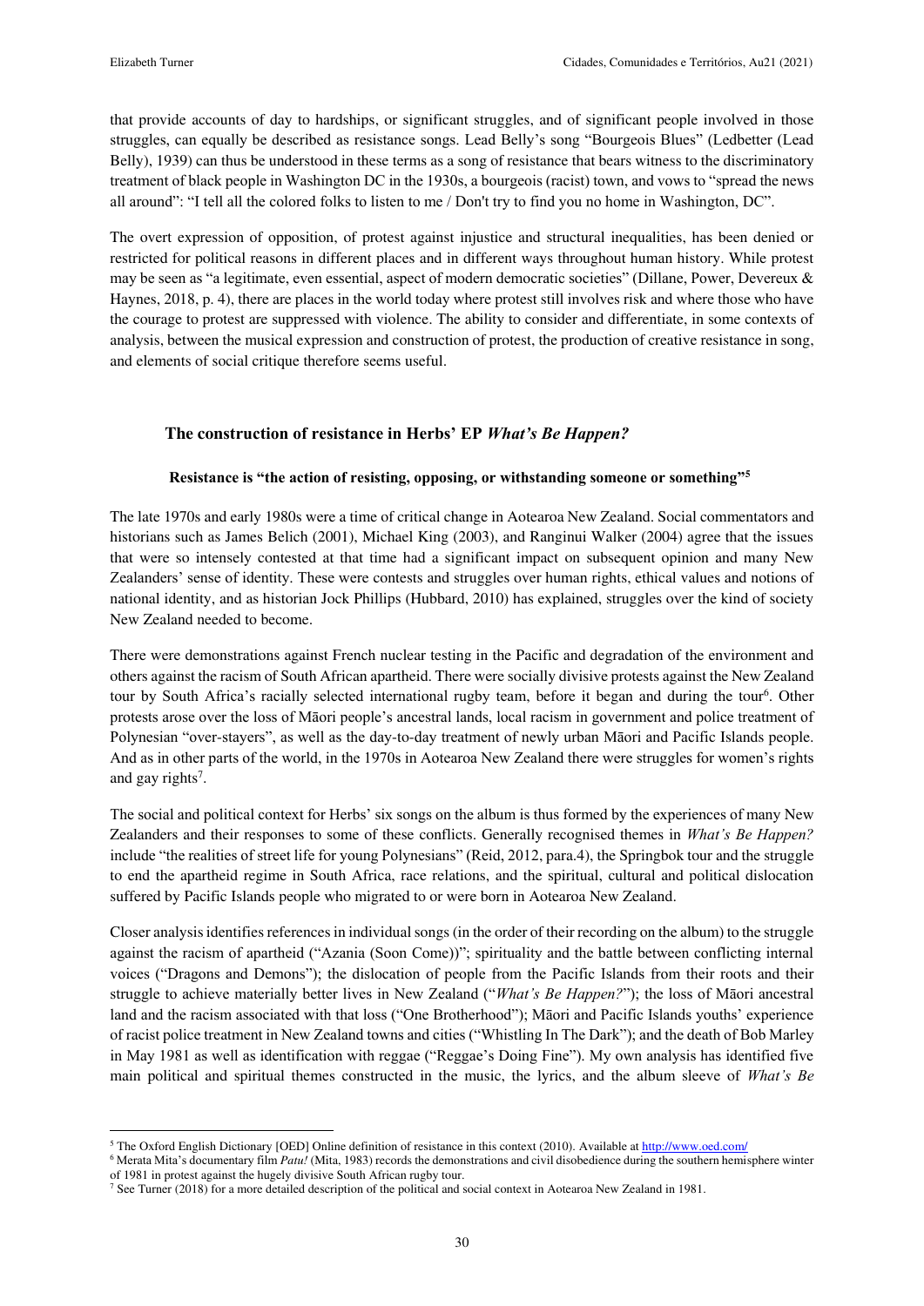that provide accounts of day to hardships, or significant struggles, and of significant people involved in those struggles, can equally be described as resistance songs. Lead Belly's song "Bourgeois Blues" (Ledbetter (Lead Belly), 1939) can thus be understood in these terms as a song of resistance that bears witness to the discriminatory treatment of black people in Washington DC in the 1930s, a bourgeois (racist) town, and vows to "spread the news all around": "I tell all the colored folks to listen to me / Don't try to find you no home in Washington, DC".

The overt expression of opposition, of protest against injustice and structural inequalities, has been denied or restricted for political reasons in different places and in different ways throughout human history. While protest may be seen as "a legitimate, even essential, aspect of modern democratic societies" (Dillane, Power, Devereux & Haynes, 2018, p. 4), there are places in the world today where protest still involves risk and where those who have the courage to protest are suppressed with violence. The ability to consider and differentiate, in some contexts of analysis, between the musical expression and construction of protest, the production of creative resistance in song, and elements of social critique therefore seems useful.

## The construction of resistance in Herbs' EP *What's Be Happen?*

### Resistance is "the action of resisting, opposing, or withstanding someone or something"[5]

The late 1970s and early 1980s were a time of critical change in Aotearoa New Zealand. Social commentators and historians such as James Belich (2001), Michael King (2003), and Ranginui Walker (2004) agree that the issues that were so intensely contested at that time had a significant impact on subsequent opinion and many New Zealanders' sense of identity. These were contests and struggles over human rights, ethical values and notions of national identity, and as historian Jock Phillips (Hubbard, 2010) has explained, struggles over the kind of society New Zealand needed to become.

There were demonstrations against French nuclear testing in the Pacific and degradation of the environment and others against the racism of South African apartheid. There were socially divisive protests against the New Zealand tour by South Africa's racially selected international rugby team, before it began and during the tour[6]. Other protests arose over the loss of Māori people's ancestral lands, local racism in government and police treatment of Polynesian "over-stayers", as well as the day-to-day treatment of newly urban Māori and Pacific Islands people. And as in other parts of the world, in the 1970s in Aotearoa New Zealand there were struggles for women's rights and gay rights[7].

The social and political context for Herbs' six songs on the album is thus formed by the experiences of many New Zealanders and their responses to some of these conflicts. Generally recognised themes in *What's Be Happen?* include "the realities of street life for young Polynesians" (Reid, 2012, para.4), the Springbok tour and the struggle to end the apartheid regime in South Africa, race relations, and the spiritual, cultural and political dislocation suffered by Pacific Islands people who migrated to or were born in Aotearoa New Zealand.

Closer analysis identifies references in individual songs (in the order of their recording on the album) to the struggle against the racism of apartheid ("Azania (Soon Come))"; spirituality and the battle between conflicting internal voices ("Dragons and Demons"); the dislocation of people from the Pacific Islands from their roots and their struggle to achieve materially better lives in New Zealand ("*What's Be Happen?*"); the loss of Māori ancestral land and the racism associated with that loss ("One Brotherhood"); Māori and Pacific Islands youths' experience of racist police treatment in New Zealand towns and cities ("Whistling In The Dark"); and the death of Bob Marley in May 1981 as well as identification with reggae ("Reggae's Doing Fine"). My own analysis has identified five main political and spiritual themes constructed in the music, the lyrics, and the album sleeve of *What's Be*

---

[5] The Oxford English Dictionary [OED] Online definition of resistance in this context (2010). Available at http://www.oed.com/

[6] Merata Mita's documentary film *Patu!* (Mita, 1983) records the demonstrations and civil disobedience during the southern hemisphere winter of 1981 in protest against the hugely divisive South African rugby tour.

[7] See Turner (2018) for a more detailed description of the political and social context in Aotearoa New Zealand in 1981.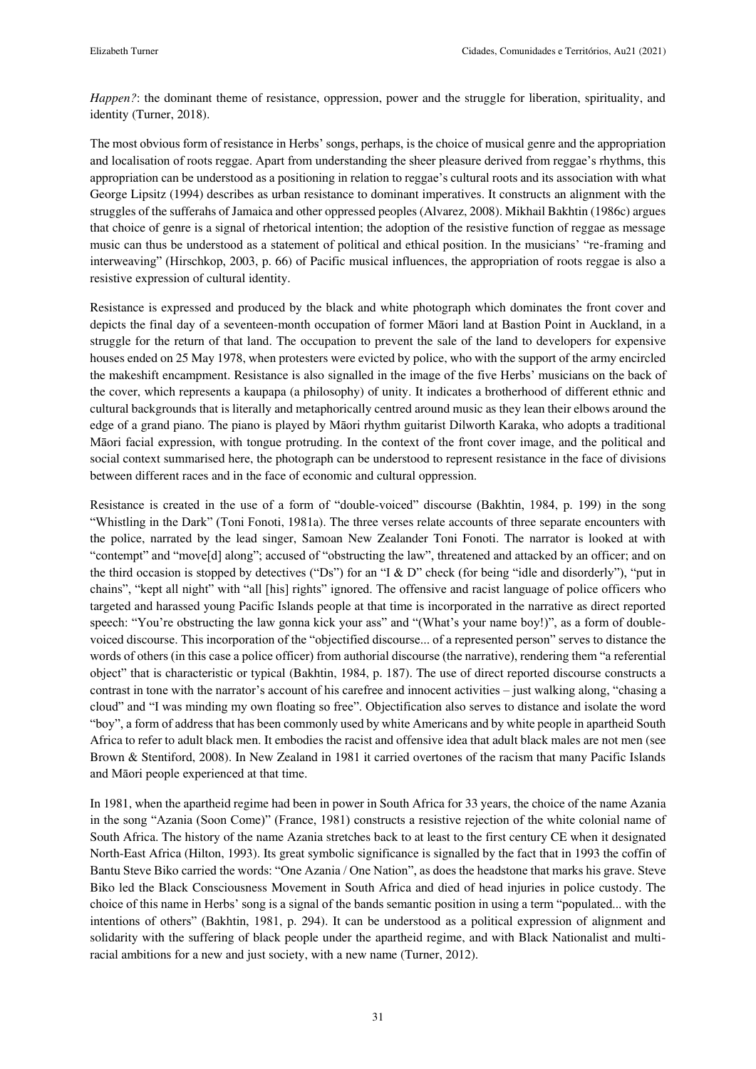*Happen?*: the dominant theme of resistance, oppression, power and the struggle for liberation, spirituality, and identity (Turner, 2018).

The most obvious form of resistance in Herbs' songs, perhaps, is the choice of musical genre and the appropriation and localisation of roots reggae. Apart from understanding the sheer pleasure derived from reggae's rhythms, this appropriation can be understood as a positioning in relation to reggae's cultural roots and its association with what George Lipsitz (1994) describes as urban resistance to dominant imperatives. It constructs an alignment with the struggles of the sufferahs of Jamaica and other oppressed peoples (Alvarez, 2008). Mikhail Bakhtin (1986c) argues that choice of genre is a signal of rhetorical intention; the adoption of the resistive function of reggae as message music can thus be understood as a statement of political and ethical position. In the musicians' "re-framing and interweaving" (Hirschkop, 2003, p. 66) of Pacific musical influences, the appropriation of roots reggae is also a resistive expression of cultural identity.

Resistance is expressed and produced by the black and white photograph which dominates the front cover and depicts the final day of a seventeen-month occupation of former Māori land at Bastion Point in Auckland, in a struggle for the return of that land. The occupation to prevent the sale of the land to developers for expensive houses ended on 25 May 1978, when protesters were evicted by police, who with the support of the army encircled the makeshift encampment. Resistance is also signalled in the image of the five Herbs' musicians on the back of the cover, which represents a kaupapa (a philosophy) of unity. It indicates a brotherhood of different ethnic and cultural backgrounds that is literally and metaphorically centred around music as they lean their elbows around the edge of a grand piano. The piano is played by Māori rhythm guitarist Dilworth Karaka, who adopts a traditional Māori facial expression, with tongue protruding. In the context of the front cover image, and the political and social context summarised here, the photograph can be understood to represent resistance in the face of divisions between different races and in the face of economic and cultural oppression.

Resistance is created in the use of a form of "double-voiced" discourse (Bakhtin, 1984, p. 199) in the song "Whistling in the Dark" (Toni Fonoti, 1981a). The three verses relate accounts of three separate encounters with the police, narrated by the lead singer, Samoan New Zealander Toni Fonoti. The narrator is looked at with "contempt" and "move[d] along"; accused of "obstructing the law", threatened and attacked by an officer; and on the third occasion is stopped by detectives ("Ds") for an "I & D" check (for being "idle and disorderly"), "put in chains", "kept all night" with "all [his] rights" ignored. The offensive and racist language of police officers who targeted and harassed young Pacific Islands people at that time is incorporated in the narrative as direct reported speech: "You're obstructing the law gonna kick your ass" and "(What's your name boy!)", as a form of double-voiced discourse. This incorporation of the "objectified discourse... of a represented person" serves to distance the words of others (in this case a police officer) from authorial discourse (the narrative), rendering them "a referential object" that is characteristic or typical (Bakhtin, 1984, p. 187). The use of direct reported discourse constructs a contrast in tone with the narrator's account of his carefree and innocent activities – just walking along, "chasing a cloud" and "I was minding my own floating so free". Objectification also serves to distance and isolate the word "boy", a form of address that has been commonly used by white Americans and by white people in apartheid South Africa to refer to adult black men. It embodies the racist and offensive idea that adult black males are not men (see Brown & Stentiford, 2008). In New Zealand in 1981 it carried overtones of the racism that many Pacific Islands and Māori people experienced at that time.

In 1981, when the apartheid regime had been in power in South Africa for 33 years, the choice of the name Azania in the song "Azania (Soon Come)" (France, 1981) constructs a resistive rejection of the white colonial name of South Africa. The history of the name Azania stretches back to at least to the first century CE when it designated North-East Africa (Hilton, 1993). Its great symbolic significance is signalled by the fact that in 1993 the coffin of Bantu Steve Biko carried the words: "One Azania / One Nation", as does the headstone that marks his grave. Steve Biko led the Black Consciousness Movement in South Africa and died of head injuries in police custody. The choice of this name in Herbs' song is a signal of the bands semantic position in using a term "populated... with the intentions of others" (Bakhtin, 1981, p. 294). It can be understood as a political expression of alignment and solidarity with the suffering of black people under the apartheid regime, and with Black Nationalist and multi-racial ambitions for a new and just society, with a new name (Turner, 2012).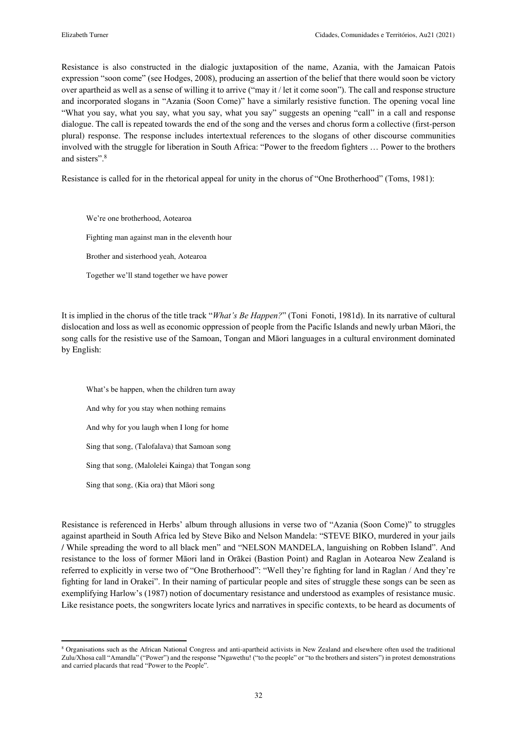Resistance is also constructed in the dialogic juxtaposition of the name, Azania, with the Jamaican Patois expression "soon come" (see Hodges, 2008), producing an assertion of the belief that there would soon be victory over apartheid as well as a sense of willing it to arrive ("may it / let it come soon"). The call and response structure and incorporated slogans in "Azania (Soon Come)" have a similarly resistive function. The opening vocal line "What you say, what you say, what you say, what you say" suggests an opening "call" in a call and response dialogue. The call is repeated towards the end of the song and the verses and chorus form a collective (first-person plural) response. The response includes intertextual references to the slogans of other discourse communities involved with the struggle for liberation in South Africa: "Power to the freedom fighters … Power to the brothers and sisters".[8]

Resistance is called for in the rhetorical appeal for unity in the chorus of "One Brotherhood" (Toms, 1981):

> We're one brotherhood, Aotearoa
>
> Fighting man against man in the eleventh hour
>
> Brother and sisterhood yeah, Aotearoa
>
> Together we'll stand together we have power

It is implied in the chorus of the title track "*What's Be Happen?*" (Toni Fonoti, 1981d). In its narrative of cultural dislocation and loss as well as economic oppression of people from the Pacific Islands and newly urban Māori, the song calls for the resistive use of the Samoan, Tongan and Māori languages in a cultural environment dominated by English:

> What's be happen, when the children turn away
>
> And why for you stay when nothing remains
>
> And why for you laugh when I long for home
>
> Sing that song, (Talofalava) that Samoan song
>
> Sing that song, (Malolelei Kainga) that Tongan song
>
> Sing that song, (Kia ora) that Māori song

Resistance is referenced in Herbs' album through allusions in verse two of "Azania (Soon Come)" to struggles against apartheid in South Africa led by Steve Biko and Nelson Mandela: "STEVE BIKO, murdered in your jails / While spreading the word to all black men" and "NELSON MANDELA, languishing on Robben Island". And resistance to the loss of former Māori land in Orākei (Bastion Point) and Raglan in Aotearoa New Zealand is referred to explicitly in verse two of "One Brotherhood": "Well they're fighting for land in Raglan / And they're fighting for land in Orakei". In their naming of particular people and sites of struggle these songs can be seen as exemplifying Harlow's (1987) notion of documentary resistance and understood as examples of resistance music. Like resistance poets, the songwriters locate lyrics and narratives in specific contexts, to be heard as documents of

---

[8] Organisations such as the African National Congress and anti-apartheid activists in New Zealand and elsewhere often used the traditional Zulu/Xhosa call "Amandla" ("Power") and the response "Ngawethu! ("to the people" or "to the brothers and sisters") in protest demonstrations and carried placards that read "Power to the People".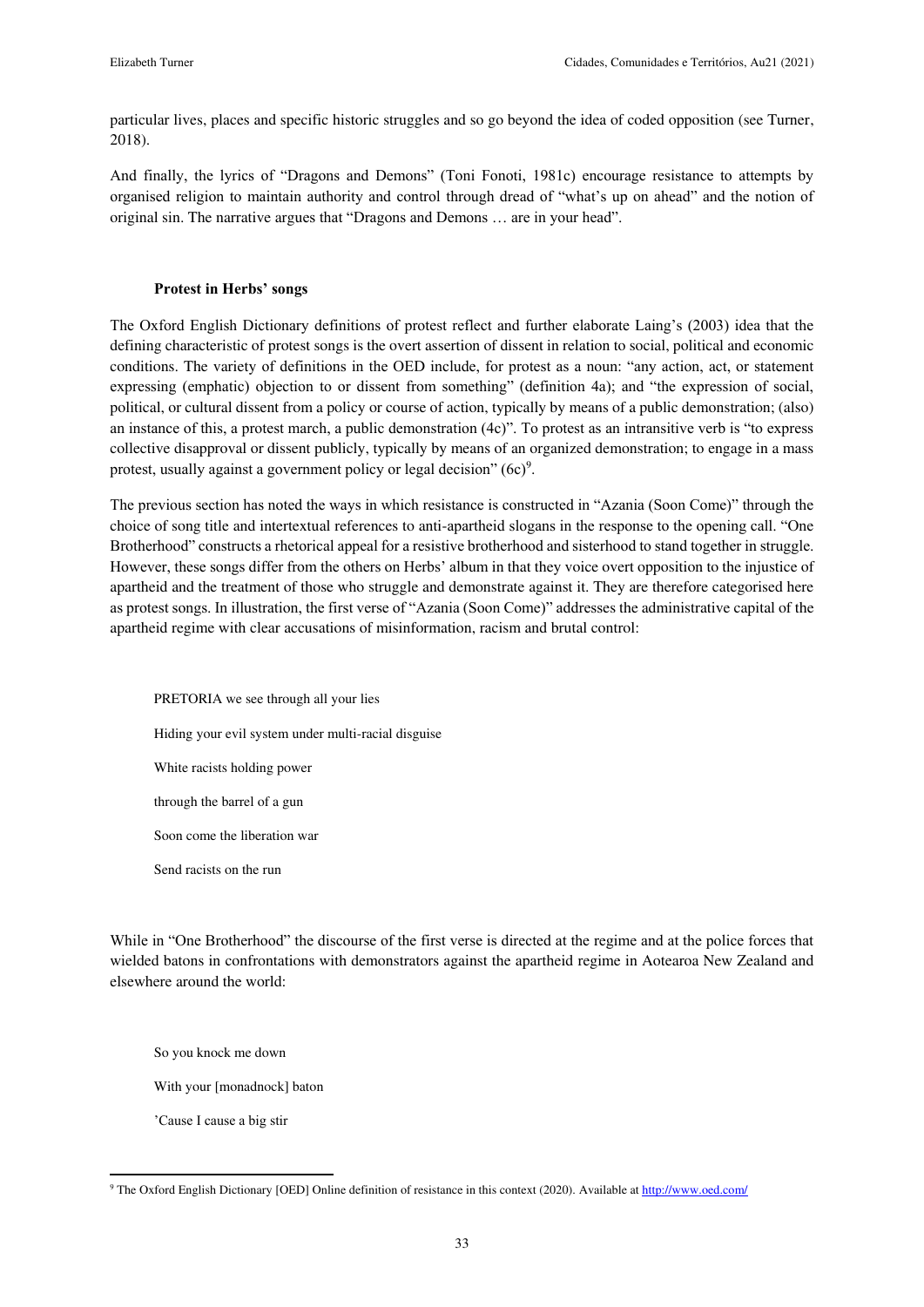particular lives, places and specific historic struggles and so go beyond the idea of coded opposition (see Turner, 2018).

And finally, the lyrics of "Dragons and Demons" (Toni Fonoti, 1981c) encourage resistance to attempts by organised religion to maintain authority and control through dread of "what's up on ahead" and the notion of original sin. The narrative argues that "Dragons and Demons … are in your head".

## Protest in Herbs' songs

The Oxford English Dictionary definitions of protest reflect and further elaborate Laing's (2003) idea that the defining characteristic of protest songs is the overt assertion of dissent in relation to social, political and economic conditions. The variety of definitions in the OED include, for protest as a noun: "any action, act, or statement expressing (emphatic) objection to or dissent from something" (definition 4a); and "the expression of social, political, or cultural dissent from a policy or course of action, typically by means of a public demonstration; (also) an instance of this, a protest march, a public demonstration (4c)". To protest as an intransitive verb is "to express collective disapproval or dissent publicly, typically by means of an organized demonstration; to engage in a mass protest, usually against a government policy or legal decision" (6c)[9].

The previous section has noted the ways in which resistance is constructed in "Azania (Soon Come)" through the choice of song title and intertextual references to anti-apartheid slogans in the response to the opening call. "One Brotherhood" constructs a rhetorical appeal for a resistive brotherhood and sisterhood to stand together in struggle. However, these songs differ from the others on Herbs' album in that they voice overt opposition to the injustice of apartheid and the treatment of those who struggle and demonstrate against it. They are therefore categorised here as protest songs. In illustration, the first verse of "Azania (Soon Come)" addresses the administrative capital of the apartheid regime with clear accusations of misinformation, racism and brutal control:

> PRETORIA we see through all your lies
>
> Hiding your evil system under multi-racial disguise
>
> White racists holding power
>
> through the barrel of a gun
>
> Soon come the liberation war
>
> Send racists on the run

While in "One Brotherhood" the discourse of the first verse is directed at the regime and at the police forces that wielded batons in confrontations with demonstrators against the apartheid regime in Aotearoa New Zealand and elsewhere around the world:

> So you knock me down
>
> With your [monadnock] baton
>
> 'Cause I cause a big stir

---

[9] The Oxford English Dictionary [OED] Online definition of resistance in this context (2020). Available at http://www.oed.com/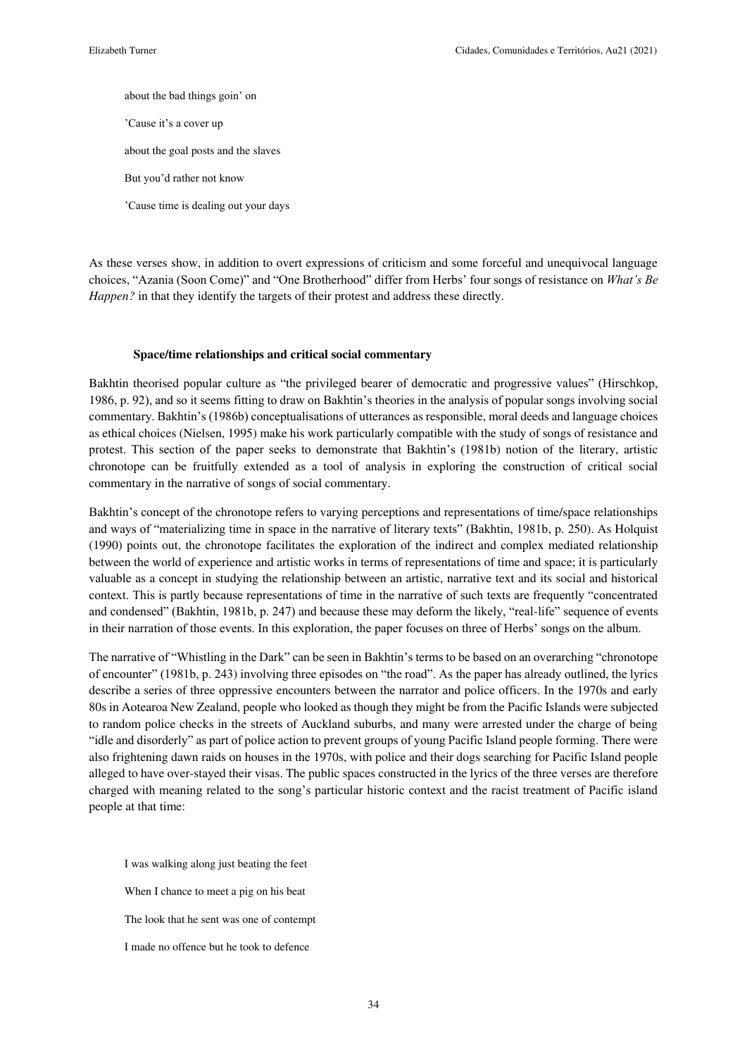about the bad things goin' on

'Cause it's a cover up

about the goal posts and the slaves

But you'd rather not know

'Cause time is dealing out your days

As these verses show, in addition to overt expressions of criticism and some forceful and unequivocal language choices, "Azania (Soon Come)" and "One Brotherhood" differ from Herbs' four songs of resistance on *What's Be Happen?* in that they identify the targets of their protest and address these directly.

### Space/time relationships and critical social commentary

Bakhtin theorised popular culture as "the privileged bearer of democratic and progressive values" (Hirschkop, 1986, p. 92), and so it seems fitting to draw on Bakhtin's theories in the analysis of popular songs involving social commentary. Bakhtin's (1986b) conceptualisations of utterances as responsible, moral deeds and language choices as ethical choices (Nielsen, 1995) make his work particularly compatible with the study of songs of resistance and protest. This section of the paper seeks to demonstrate that Bakhtin's (1981b) notion of the literary, artistic chronotope can be fruitfully extended as a tool of analysis in exploring the construction of critical social commentary in the narrative of songs of social commentary.

Bakhtin's concept of the chronotope refers to varying perceptions and representations of time/space relationships and ways of "materializing time in space in the narrative of literary texts" (Bakhtin, 1981b, p. 250). As Holquist (1990) points out, the chronotope facilitates the exploration of the indirect and complex mediated relationship between the world of experience and artistic works in terms of representations of time and space; it is particularly valuable as a concept in studying the relationship between an artistic, narrative text and its social and historical context. This is partly because representations of time in the narrative of such texts are frequently "concentrated and condensed" (Bakhtin, 1981b, p. 247) and because these may deform the likely, "real-life" sequence of events in their narration of those events. In this exploration, the paper focuses on three of Herbs' songs on the album.

The narrative of "Whistling in the Dark" can be seen in Bakhtin's terms to be based on an overarching "chronotope of encounter" (1981b, p. 243) involving three episodes on "the road". As the paper has already outlined, the lyrics describe a series of three oppressive encounters between the narrator and police officers. In the 1970s and early 80s in Aotearoa New Zealand, people who looked as though they might be from the Pacific Islands were subjected to random police checks in the streets of Auckland suburbs, and many were arrested under the charge of being "idle and disorderly" as part of police action to prevent groups of young Pacific Island people forming. There were also frightening dawn raids on houses in the 1970s, with police and their dogs searching for Pacific Island people alleged to have over-stayed their visas. The public spaces constructed in the lyrics of the three verses are therefore charged with meaning related to the song's particular historic context and the racist treatment of Pacific island people at that time:

I was walking along just beating the feet

When I chance to meet a pig on his beat

The look that he sent was one of contempt

I made no offence but he took to defence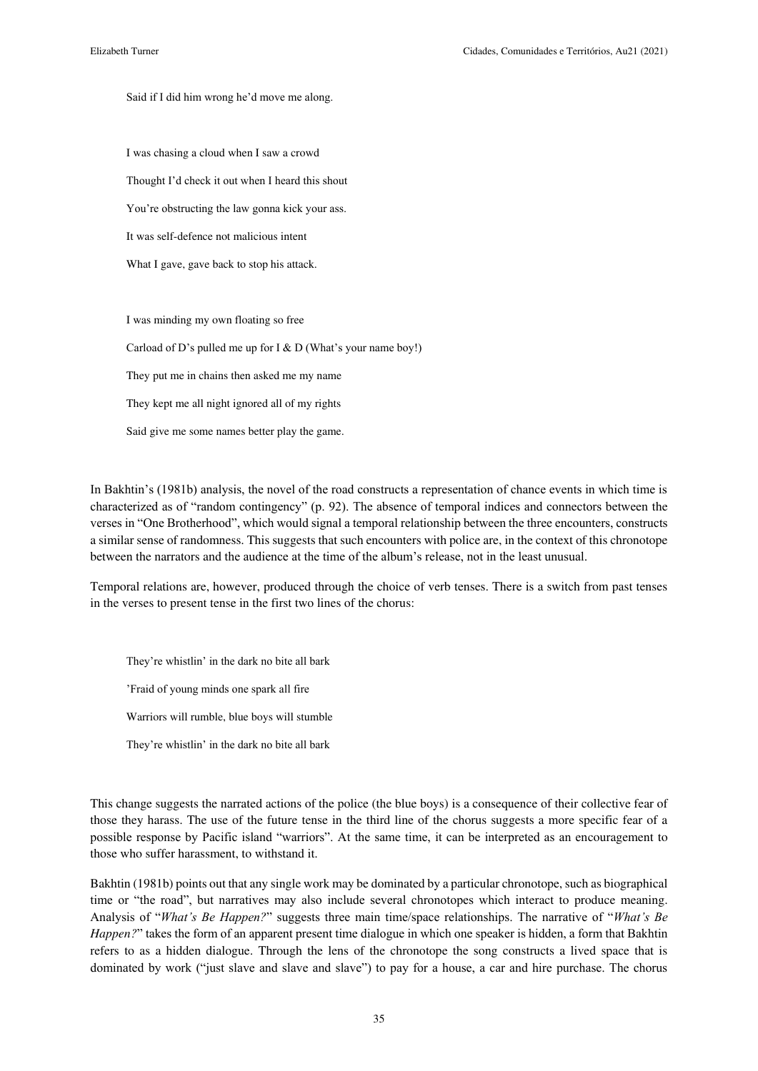> Said if I did him wrong he'd move me along.
>
> I was chasing a cloud when I saw a crowd
>
> Thought I'd check it out when I heard this shout
>
> You're obstructing the law gonna kick your ass.
>
> It was self-defence not malicious intent
>
> What I gave, gave back to stop his attack.
>
> I was minding my own floating so free
>
> Carload of D's pulled me up for I & D (What's your name boy!)
>
> They put me in chains then asked me my name
>
> They kept me all night ignored all of my rights
>
> Said give me some names better play the game.

In Bakhtin's (1981b) analysis, the novel of the road constructs a representation of chance events in which time is characterized as of "random contingency" (p. 92). The absence of temporal indices and connectors between the verses in "One Brotherhood", which would signal a temporal relationship between the three encounters, constructs a similar sense of randomness. This suggests that such encounters with police are, in the context of this chronotope between the narrators and the audience at the time of the album's release, not in the least unusual.

Temporal relations are, however, produced through the choice of verb tenses. There is a switch from past tenses in the verses to present tense in the first two lines of the chorus:

> They're whistlin' in the dark no bite all bark
>
> 'Fraid of young minds one spark all fire
>
> Warriors will rumble, blue boys will stumble
>
> They're whistlin' in the dark no bite all bark

This change suggests the narrated actions of the police (the blue boys) is a consequence of their collective fear of those they harass. The use of the future tense in the third line of the chorus suggests a more specific fear of a possible response by Pacific island "warriors". At the same time, it can be interpreted as an encouragement to those who suffer harassment, to withstand it.

Bakhtin (1981b) points out that any single work may be dominated by a particular chronotope, such as biographical time or "the road", but narratives may also include several chronotopes which interact to produce meaning. Analysis of "*What's Be Happen?*" suggests three main time/space relationships. The narrative of "*What's Be Happen?*" takes the form of an apparent present time dialogue in which one speaker is hidden, a form that Bakhtin refers to as a hidden dialogue. Through the lens of the chronotope the song constructs a lived space that is dominated by work ("just slave and slave and slave") to pay for a house, a car and hire purchase. The chorus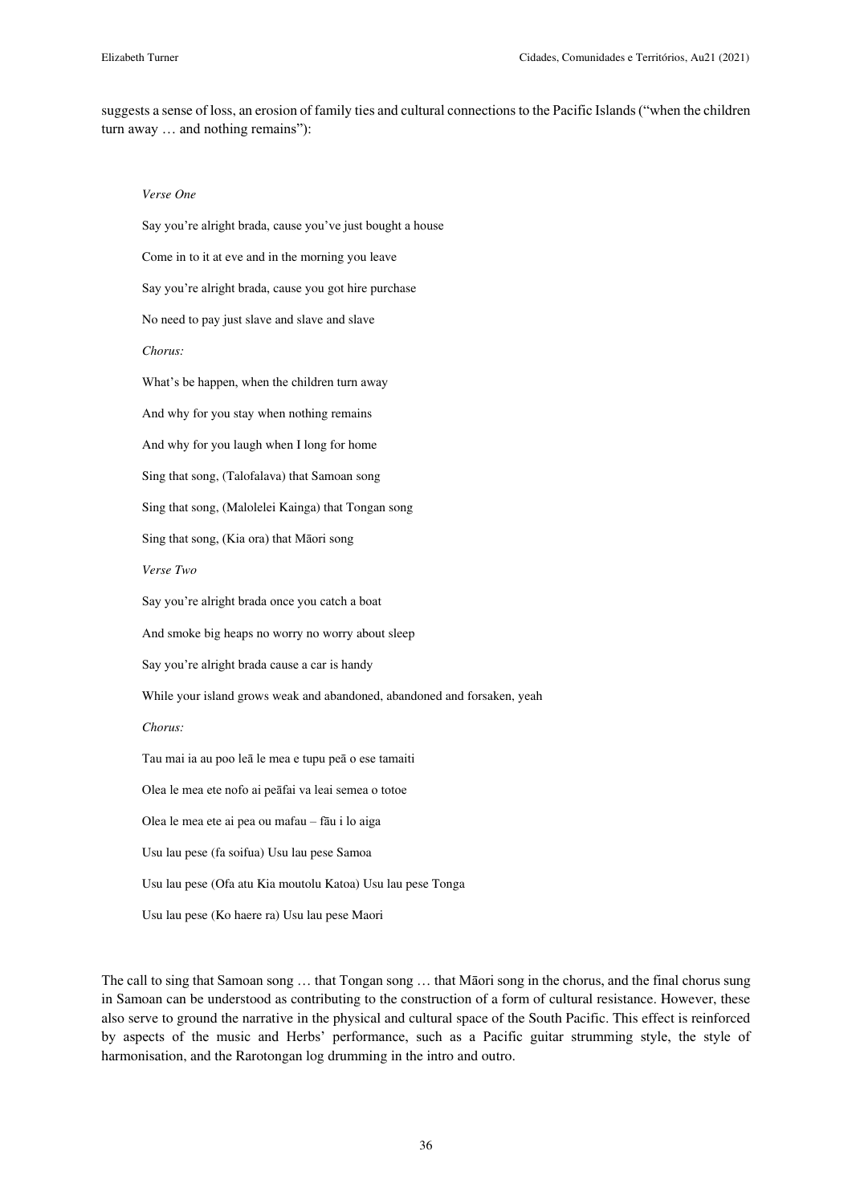suggests a sense of loss, an erosion of family ties and cultural connections to the Pacific Islands ("when the children turn away … and nothing remains"):

> *Verse One*
>
> Say you're alright brada, cause you've just bought a house
>
> Come in to it at eve and in the morning you leave
>
> Say you're alright brada, cause you got hire purchase
>
> No need to pay just slave and slave and slave
>
> *Chorus:*
>
> What's be happen, when the children turn away
>
> And why for you stay when nothing remains
>
> And why for you laugh when I long for home
>
> Sing that song, (Talofalava) that Samoan song
>
> Sing that song, (Malolelei Kainga) that Tongan song
>
> Sing that song, (Kia ora) that Māori song
>
> *Verse Two*
>
> Say you're alright brada once you catch a boat
>
> And smoke big heaps no worry no worry about sleep
>
> Say you're alright brada cause a car is handy
>
> While your island grows weak and abandoned, abandoned and forsaken, yeah
>
> *Chorus:*
>
> Tau mai ia au poo leā le mea e tupu peā o ese tamaiti
>
> Olea le mea ete nofo ai peāfai va leai semea o totoe
>
> Olea le mea ete ai pea ou mafau – fāu i lo aiga
>
> Usu lau pese (fa soifua) Usu lau pese Samoa
>
> Usu lau pese (Ofa atu Kia moutolu Katoa) Usu lau pese Tonga
>
> Usu lau pese (Ko haere ra) Usu lau pese Maori

The call to sing that Samoan song … that Tongan song … that Māori song in the chorus, and the final chorus sung in Samoan can be understood as contributing to the construction of a form of cultural resistance. However, these also serve to ground the narrative in the physical and cultural space of the South Pacific. This effect is reinforced by aspects of the music and Herbs' performance, such as a Pacific guitar strumming style, the style of harmonisation, and the Rarotongan log drumming in the intro and outro.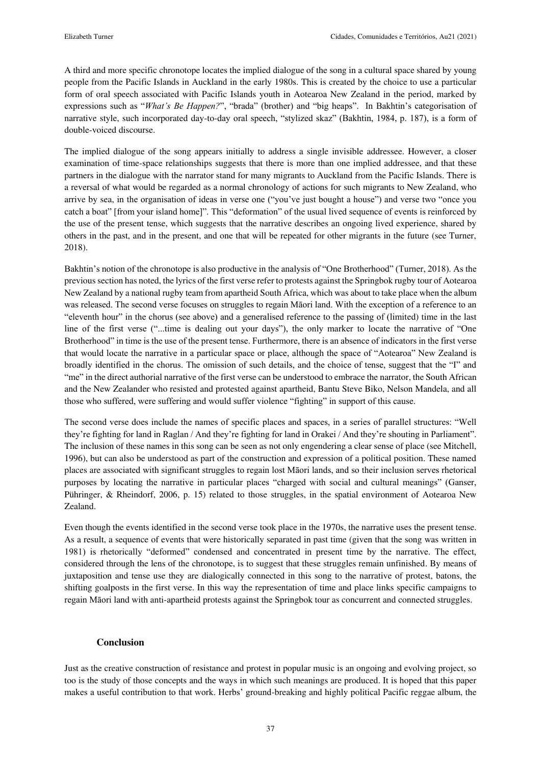A third and more specific chronotope locates the implied dialogue of the song in a cultural space shared by young people from the Pacific Islands in Auckland in the early 1980s. This is created by the choice to use a particular form of oral speech associated with Pacific Islands youth in Aotearoa New Zealand in the period, marked by expressions such as "*What's Be Happen?*", "brada" (brother) and "big heaps". In Bakhtin's categorisation of narrative style, such incorporated day-to-day oral speech, "stylized skaz" (Bakhtin, 1984, p. 187), is a form of double-voiced discourse.

The implied dialogue of the song appears initially to address a single invisible addressee. However, a closer examination of time-space relationships suggests that there is more than one implied addressee, and that these partners in the dialogue with the narrator stand for many migrants to Auckland from the Pacific Islands. There is a reversal of what would be regarded as a normal chronology of actions for such migrants to New Zealand, who arrive by sea, in the organisation of ideas in verse one ("you've just bought a house") and verse two "once you catch a boat" [from your island home]". This "deformation" of the usual lived sequence of events is reinforced by the use of the present tense, which suggests that the narrative describes an ongoing lived experience, shared by others in the past, and in the present, and one that will be repeated for other migrants in the future (see Turner, 2018).

Bakhtin's notion of the chronotope is also productive in the analysis of "One Brotherhood" (Turner, 2018). As the previous section has noted, the lyrics of the first verse refer to protests against the Springbok rugby tour of Aotearoa New Zealand by a national rugby team from apartheid South Africa, which was about to take place when the album was released. The second verse focuses on struggles to regain Māori land. With the exception of a reference to an "eleventh hour" in the chorus (see above) and a generalised reference to the passing of (limited) time in the last line of the first verse ("...time is dealing out your days"), the only marker to locate the narrative of "One Brotherhood" in time is the use of the present tense. Furthermore, there is an absence of indicators in the first verse that would locate the narrative in a particular space or place, although the space of "Aotearoa" New Zealand is broadly identified in the chorus. The omission of such details, and the choice of tense, suggest that the "I" and "me" in the direct authorial narrative of the first verse can be understood to embrace the narrator, the South African and the New Zealander who resisted and protested against apartheid, Bantu Steve Biko, Nelson Mandela, and all those who suffered, were suffering and would suffer violence "fighting" in support of this cause.

The second verse does include the names of specific places and spaces, in a series of parallel structures: "Well they're fighting for land in Raglan / And they're fighting for land in Orakei / And they're shouting in Parliament". The inclusion of these names in this song can be seen as not only engendering a clear sense of place (see Mitchell, 1996), but can also be understood as part of the construction and expression of a political position. These named places are associated with significant struggles to regain lost Māori lands, and so their inclusion serves rhetorical purposes by locating the narrative in particular places "charged with social and cultural meanings" (Ganser, Pühringer, & Rheindorf, 2006, p. 15) related to those struggles, in the spatial environment of Aotearoa New Zealand.

Even though the events identified in the second verse took place in the 1970s, the narrative uses the present tense. As a result, a sequence of events that were historically separated in past time (given that the song was written in 1981) is rhetorically "deformed" condensed and concentrated in present time by the narrative. The effect, considered through the lens of the chronotope, is to suggest that these struggles remain unfinished. By means of juxtaposition and tense use they are dialogically connected in this song to the narrative of protest, batons, the shifting goalposts in the first verse. In this way the representation of time and place links specific campaigns to regain Māori land with anti-apartheid protests against the Springbok tour as concurrent and connected struggles.

## Conclusion

Just as the creative construction of resistance and protest in popular music is an ongoing and evolving project, so too is the study of those concepts and the ways in which such meanings are produced. It is hoped that this paper makes a useful contribution to that work. Herbs' ground-breaking and highly political Pacific reggae album, the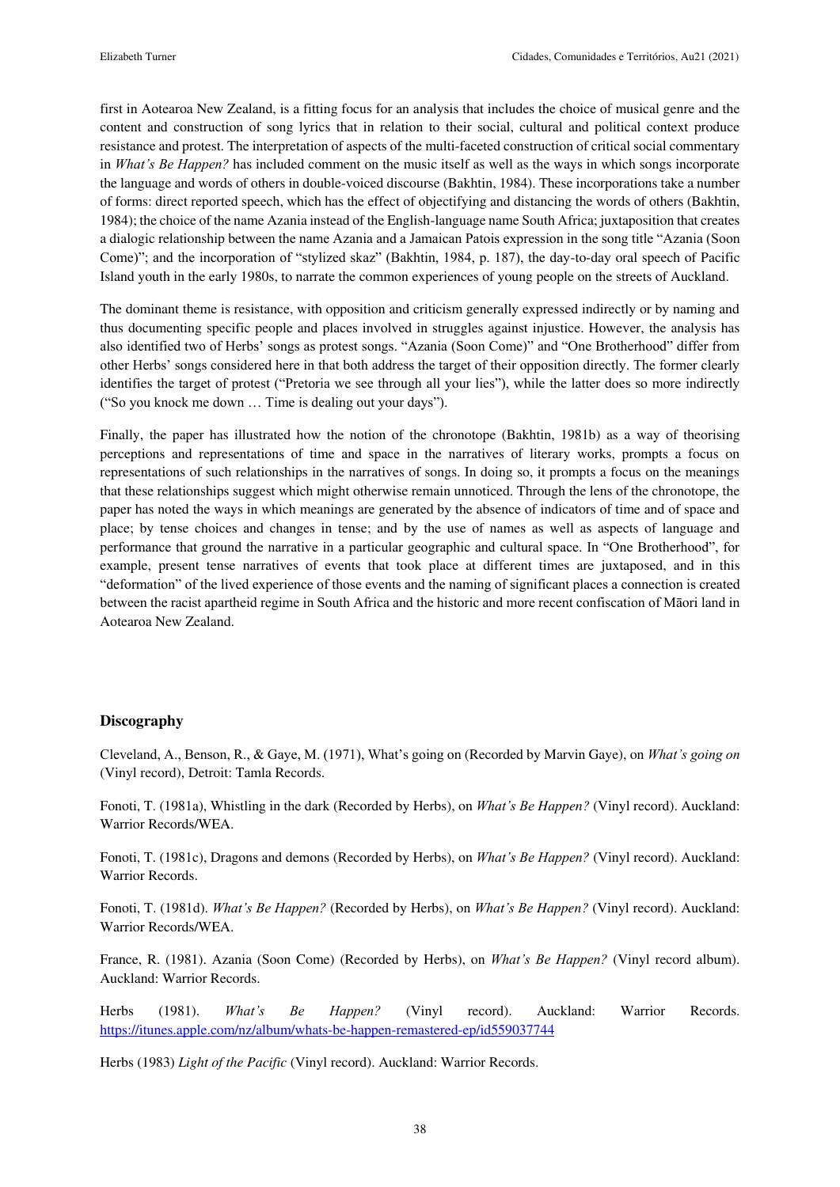first in Aotearoa New Zealand, is a fitting focus for an analysis that includes the choice of musical genre and the content and construction of song lyrics that in relation to their social, cultural and political context produce resistance and protest. The interpretation of aspects of the multi-faceted construction of critical social commentary in *What's Be Happen?* has included comment on the music itself as well as the ways in which songs incorporate the language and words of others in double-voiced discourse (Bakhtin, 1984). These incorporations take a number of forms: direct reported speech, which has the effect of objectifying and distancing the words of others (Bakhtin, 1984); the choice of the name Azania instead of the English-language name South Africa; juxtaposition that creates a dialogic relationship between the name Azania and a Jamaican Patois expression in the song title "Azania (Soon Come)"; and the incorporation of "stylized skaz" (Bakhtin, 1984, p. 187), the day-to-day oral speech of Pacific Island youth in the early 1980s, to narrate the common experiences of young people on the streets of Auckland.

The dominant theme is resistance, with opposition and criticism generally expressed indirectly or by naming and thus documenting specific people and places involved in struggles against injustice. However, the analysis has also identified two of Herbs' songs as protest songs. "Azania (Soon Come)" and "One Brotherhood" differ from other Herbs' songs considered here in that both address the target of their opposition directly. The former clearly identifies the target of protest ("Pretoria we see through all your lies"), while the latter does so more indirectly ("So you knock me down … Time is dealing out your days").

Finally, the paper has illustrated how the notion of the chronotope (Bakhtin, 1981b) as a way of theorising perceptions and representations of time and space in the narratives of literary works, prompts a focus on representations of such relationships in the narratives of songs. In doing so, it prompts a focus on the meanings that these relationships suggest which might otherwise remain unnoticed. Through the lens of the chronotope, the paper has noted the ways in which meanings are generated by the absence of indicators of time and of space and place; by tense choices and changes in tense; and by the use of names as well as aspects of language and performance that ground the narrative in a particular geographic and cultural space. In "One Brotherhood", for example, present tense narratives of events that took place at different times are juxtaposed, and in this "deformation" of the lived experience of those events and the naming of significant places a connection is created between the racist apartheid regime in South Africa and the historic and more recent confiscation of Māori land in Aotearoa New Zealand.

## Discography

Cleveland, A., Benson, R., & Gaye, M. (1971), What's going on (Recorded by Marvin Gaye), on *What's going on* (Vinyl record), Detroit: Tamla Records.

Fonoti, T. (1981a), Whistling in the dark (Recorded by Herbs), on *What's Be Happen?* (Vinyl record). Auckland: Warrior Records/WEA.

Fonoti, T. (1981c), Dragons and demons (Recorded by Herbs), on *What's Be Happen?* (Vinyl record). Auckland: Warrior Records.

Fonoti, T. (1981d). *What's Be Happen?* (Recorded by Herbs), on *What's Be Happen?* (Vinyl record). Auckland: Warrior Records/WEA.

France, R. (1981). Azania (Soon Come) (Recorded by Herbs), on *What's Be Happen?* (Vinyl record album). Auckland: Warrior Records.

Herbs (1981). *What's Be Happen?* (Vinyl record). Auckland: Warrior Records. https://itunes.apple.com/nz/album/whats-be-happen-remastered-ep/id559037744

Herbs (1983) *Light of the Pacific* (Vinyl record). Auckland: Warrior Records.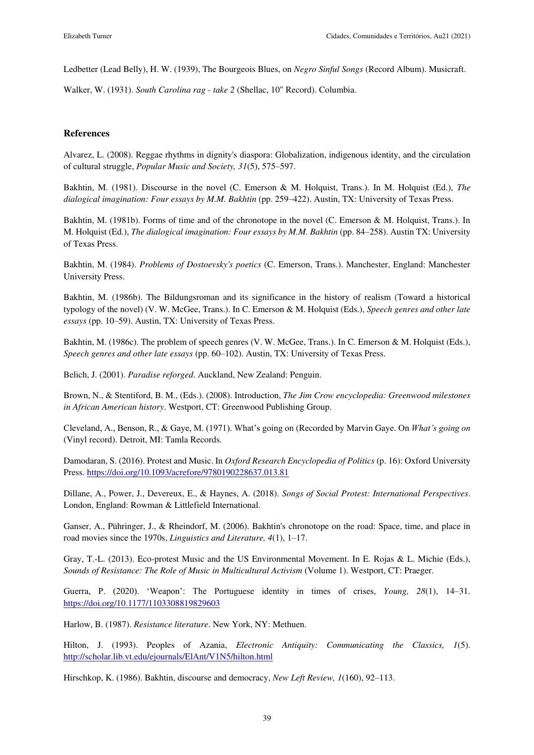Ledbetter (Lead Belly), H. W. (1939), The Bourgeois Blues, on *Negro Sinful Songs* (Record Album). Musicraft.

Walker, W. (1931). *South Carolina rag - take 2* (Shellac, 10" Record). Columbia.

## References

Alvarez, L. (2008). Reggae rhythms in dignity's diaspora: Globalization, indigenous identity, and the circulation of cultural struggle, *Popular Music and Society, 31*(5), 575–597.

Bakhtin, M. (1981). Discourse in the novel (C. Emerson & M. Holquist, Trans.). In M. Holquist (Ed.), *The dialogical imagination: Four essays by M.M. Bakhtin* (pp. 259–422). Austin, TX: University of Texas Press.

Bakhtin, M. (1981b). Forms of time and of the chronotope in the novel (C. Emerson & M. Holquist, Trans.). In M. Holquist (Ed.), *The dialogical imagination: Four essays by M.M. Bakhtin* (pp. 84–258). Austin TX: University of Texas Press.

Bakhtin, M. (1984). *Problems of Dostoevsky's poetics* (C. Emerson, Trans.). Manchester, England: Manchester University Press.

Bakhtin, M. (1986b). The Bildungsroman and its significance in the history of realism (Toward a historical typology of the novel) (V. W. McGee, Trans.). In C. Emerson & M. Holquist (Eds.), *Speech genres and other late essays* (pp. 10–59). Austin, TX: University of Texas Press.

Bakhtin, M. (1986c). The problem of speech genres (V. W. McGee, Trans.). In C. Emerson & M. Holquist (Eds.), *Speech genres and other late essays* (pp. 60–102). Austin, TX: University of Texas Press.

Belich, J. (2001). *Paradise reforged*. Auckland, New Zealand: Penguin.

Brown, N., & Stentiford, B. M., (Eds.). (2008). Introduction, *The Jim Crow encyclopedia: Greenwood milestones in African American history*. Westport, CT: Greenwood Publishing Group.

Cleveland, A., Benson, R., & Gaye, M. (1971). What's going on (Recorded by Marvin Gaye. On *What's going on* (Vinyl record). Detroit, MI: Tamla Records.

Damodaran, S. (2016). Protest and Music. In *Oxford Research Encyclopedia of Politics* (p. 16): Oxford University Press. https://doi.org/10.1093/acrefore/9780190228637.013.81

Dillane, A., Power, J., Devereux, E., & Haynes, A. (2018). *Songs of Social Protest: International Perspectives*. London, England: Rowman & Littlefield International.

Ganser, A., Pühringer, J., & Rheindorf, M. (2006). Bakhtin's chronotope on the road: Space, time, and place in road movies since the 1970s, *Linguistics and Literature, 4*(1), 1–17.

Gray, T.-L. (2013). Eco-protest Music and the US Environmental Movement. In E. Rojas & L. Michie (Eds.), *Sounds of Resistance: The Role of Music in Multicultural Activism* (Volume 1). Westport, CT: Praeger.

Guerra, P. (2020). 'Weapon': The Portuguese identity in times of crises, *Young, 28*(1), 14–31. https://doi.org/10.1177/1103308819829603

Harlow, B. (1987). *Resistance literature*. New York, NY: Methuen.

Hilton, J. (1993). Peoples of Azania, *Electronic Antiquity: Communicating the Classics, 1*(5). http://scholar.lib.vt.edu/ejournals/ElAnt/V1N5/hilton.html

Hirschkop, K. (1986). Bakhtin, discourse and democracy, *New Left Review, 1*(160), 92–113.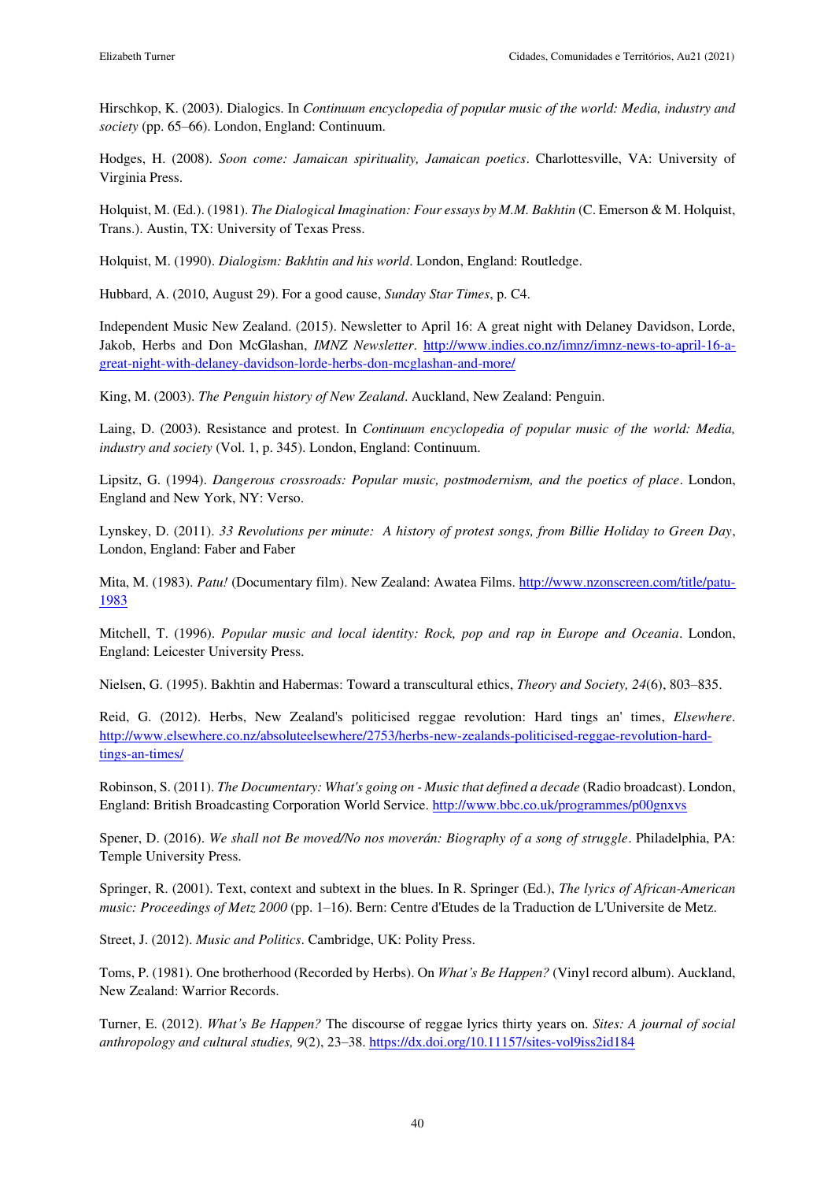Hirschkop, K. (2003). Dialogics. In *Continuum encyclopedia of popular music of the world: Media, industry and society* (pp. 65–66). London, England: Continuum.

Hodges, H. (2008). *Soon come: Jamaican spirituality, Jamaican poetics*. Charlottesville, VA: University of Virginia Press.

Holquist, M. (Ed.). (1981). *The Dialogical Imagination: Four essays by M.M. Bakhtin* (C. Emerson & M. Holquist, Trans.). Austin, TX: University of Texas Press.

Holquist, M. (1990). *Dialogism: Bakhtin and his world*. London, England: Routledge.

Hubbard, A. (2010, August 29). For a good cause, *Sunday Star Times*, p. C4.

Independent Music New Zealand. (2015). Newsletter to April 16: A great night with Delaney Davidson, Lorde, Jakob, Herbs and Don McGlashan, *IMNZ Newsletter*. http://www.indies.co.nz/imnz/imnz-news-to-april-16-a-great-night-with-delaney-davidson-lorde-herbs-don-mcglashan-and-more/

King, M. (2003). *The Penguin history of New Zealand*. Auckland, New Zealand: Penguin.

Laing, D. (2003). Resistance and protest. In *Continuum encyclopedia of popular music of the world: Media, industry and society* (Vol. 1, p. 345). London, England: Continuum.

Lipsitz, G. (1994). *Dangerous crossroads: Popular music, postmodernism, and the poetics of place*. London, England and New York, NY: Verso.

Lynskey, D. (2011). *33 Revolutions per minute: A history of protest songs, from Billie Holiday to Green Day*, London, England: Faber and Faber

Mita, M. (1983). *Patu!* (Documentary film). New Zealand: Awatea Films. http://www.nzonscreen.com/title/patu-1983

Mitchell, T. (1996). *Popular music and local identity: Rock, pop and rap in Europe and Oceania*. London, England: Leicester University Press.

Nielsen, G. (1995). Bakhtin and Habermas: Toward a transcultural ethics, *Theory and Society, 24*(6), 803–835.

Reid, G. (2012). Herbs, New Zealand's politicised reggae revolution: Hard tings an' times, *Elsewhere*. http://www.elsewhere.co.nz/absoluteelsewhere/2753/herbs-new-zealands-politicised-reggae-revolution-hard-tings-an-times/

Robinson, S. (2011). *The Documentary: What's going on - Music that defined a decade* (Radio broadcast). London, England: British Broadcasting Corporation World Service. http://www.bbc.co.uk/programmes/p00gnxvs

Spener, D. (2016). *We shall not Be moved/No nos moverán: Biography of a song of struggle*. Philadelphia, PA: Temple University Press.

Springer, R. (2001). Text, context and subtext in the blues. In R. Springer (Ed.), *The lyrics of African-American music: Proceedings of Metz 2000* (pp. 1–16). Bern: Centre d'Etudes de la Traduction de L'Universite de Metz.

Street, J. (2012). *Music and Politics*. Cambridge, UK: Polity Press.

Toms, P. (1981). One brotherhood (Recorded by Herbs). On *What's Be Happen?* (Vinyl record album). Auckland, New Zealand: Warrior Records.

Turner, E. (2012). *What's Be Happen?* The discourse of reggae lyrics thirty years on. *Sites: A journal of social anthropology and cultural studies, 9*(2), 23–38. https://dx.doi.org/10.11157/sites-vol9iss2id184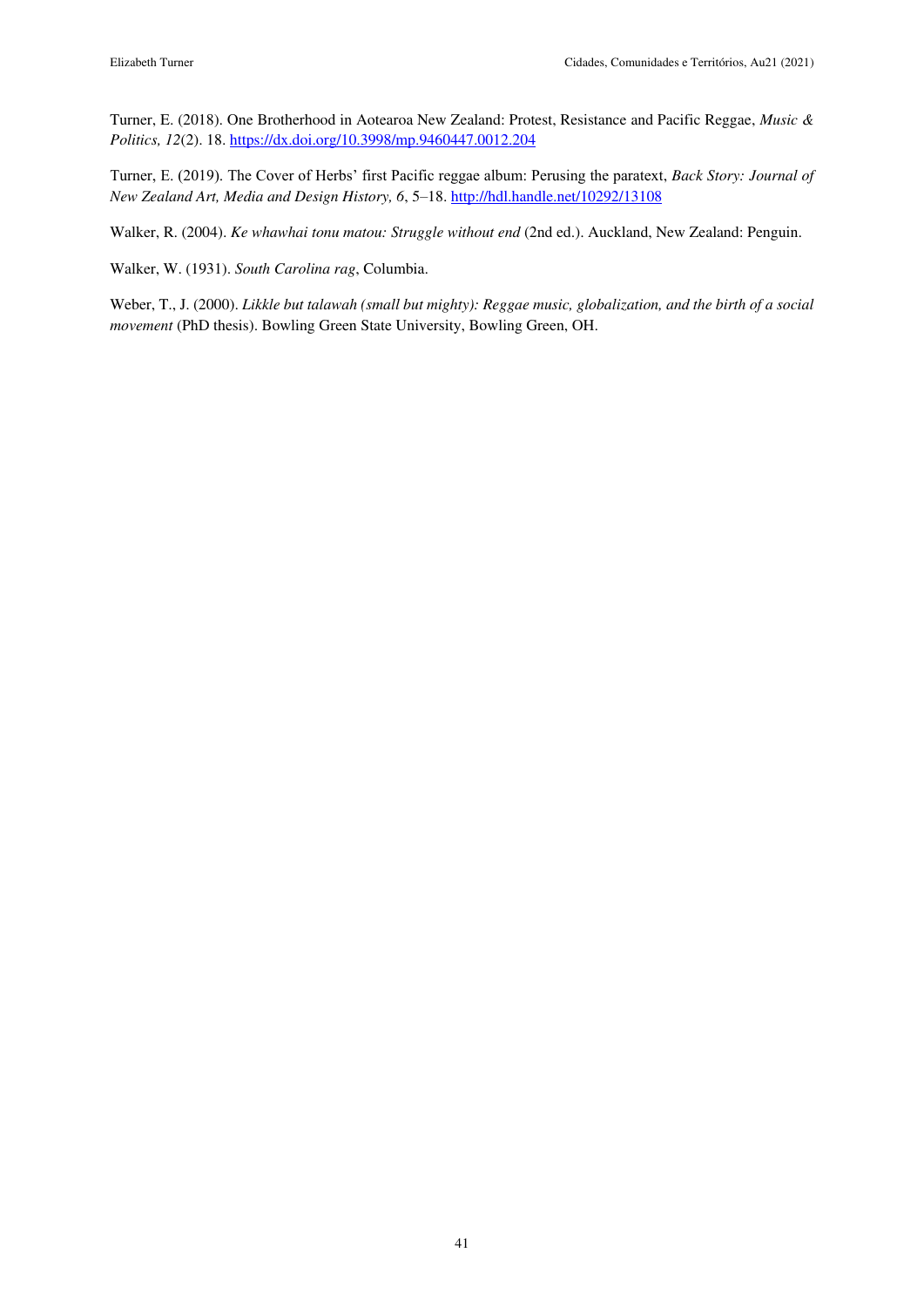Turner, E. (2018). One Brotherhood in Aotearoa New Zealand: Protest, Resistance and Pacific Reggae, *Music & Politics, 12*(2). 18. https://dx.doi.org/10.3998/mp.9460447.0012.204

Turner, E. (2019). The Cover of Herbs' first Pacific reggae album: Perusing the paratext, *Back Story: Journal of New Zealand Art, Media and Design History, 6*, 5–18. http://hdl.handle.net/10292/13108

Walker, R. (2004). *Ke whawhai tonu matou: Struggle without end* (2nd ed.). Auckland, New Zealand: Penguin.

Walker, W. (1931). *South Carolina rag*, Columbia.

Weber, T., J. (2000). *Likkle but talawah (small but mighty): Reggae music, globalization, and the birth of a social movement* (PhD thesis). Bowling Green State University, Bowling Green, OH.